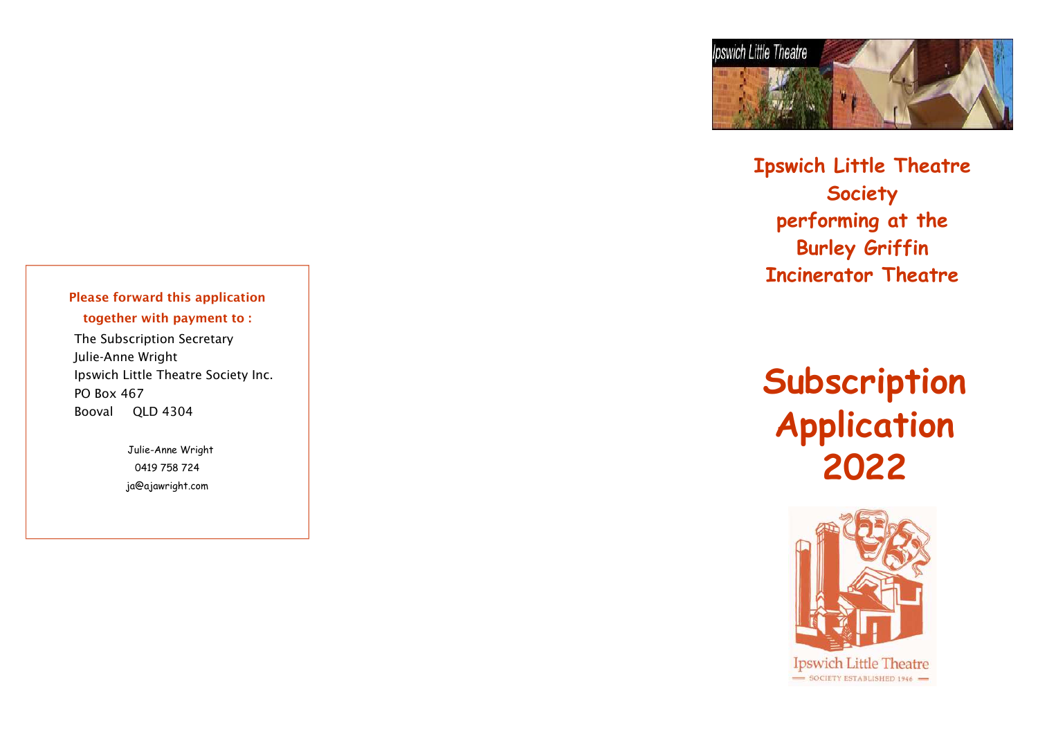**Please forward this application together with payment to :**

The Subscription Secretary
Julie-Anne Wright
Ipswich Little Theatre Society Inc.
PO Box 467
Booval QLD 4304

Julie-Anne Wright
0419 758 724
ja@ajawright.com

Ipswich Little Theatre

## Ipswich Little Theatre Society performing at the Burley Griffin Incinerator Theatre

# Subscription Application 2022

Ipswich Little Theatre
SOCIETY ESTABLISHED 1946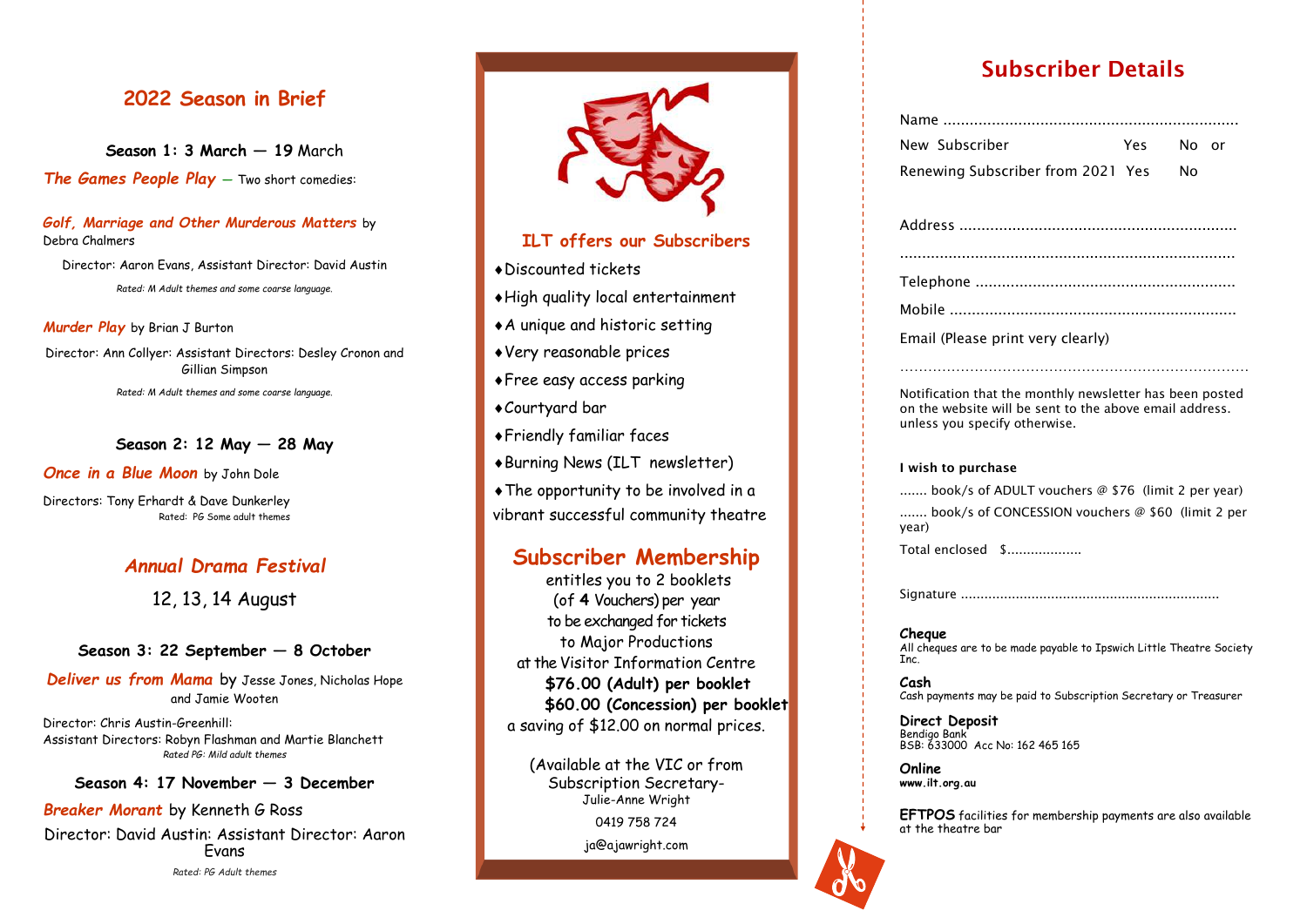## 2022 Season in Brief

**Season 1: 3 March — 19 March**

***The Games People Play*** — Two short comedies:

***Golf, Marriage and Other Murderous Matters*** by Debra Chalmers

Director: Aaron Evans, Assistant Director: David Austin

*Rated: M Adult themes and some coarse language.*

***Murder Play*** by Brian J Burton

Director: Ann Collyer: Assistant Directors: Desley Cronon and Gillian Simpson

*Rated: M Adult themes and some coarse language.*

**Season 2: 12 May — 28 May**

***Once in a Blue Moon*** by John Dole

Directors: Tony Erhardt & Dave Dunkerley

Rated: PG Some adult themes

### *Annual Drama Festival*

12, 13, 14 August

**Season 3: 22 September — 8 October**

***Deliver us from Mama*** by Jesse Jones, Nicholas Hope and Jamie Wooten

Director: Chris Austin-Greenhill:
Assistant Directors: Robyn Flashman and Martie Blanchett

*Rated PG: Mild adult themes*

**Season 4: 17 November — 3 December**

***Breaker Morant*** by Kenneth G Ross

Director: David Austin: Assistant Director: Aaron Evans

*Rated: PG Adult themes*

### ILT offers our Subscribers

- Discounted tickets
- High quality local entertainment
- A unique and historic setting
- Very reasonable prices
- Free easy access parking
- Courtyard bar
- Friendly familiar faces
- Burning News (ILT newsletter)
- The opportunity to be involved in a vibrant successful community theatre

## Subscriber Membership

entitles you to 2 booklets
(of **4** Vouchers) per year
to be exchanged for tickets
to Major Productions
at the Visitor Information Centre

**$76.00 (Adult) per booklet**
**$60.00 (Concession) per booklet**

a saving of $12.00 on normal prices.

(Available at the VIC or from Subscription Secretary-
Julie-Anne Wright
0419 758 724
ja@ajawright.com

## Subscriber Details

Name ..................................................................

New Subscriber Yes No or

Renewing Subscriber from 2021 Yes No

Address ..............................................................

...........................................................................

Telephone ..........................................................

Mobile ................................................................

Email (Please print very clearly)

...........................................................................

Notification that the monthly newsletter has been posted on the website will be sent to the above email address. unless you specify otherwise.

**I wish to purchase**

....... book/s of ADULT vouchers @ $76 (limit 2 per year)

....... book/s of CONCESSION vouchers @ $60 (limit 2 per year)

Total enclosed $...................

Signature ................................................................

**Cheque**
All cheques are to be made payable to Ipswich Little Theatre Society Inc.

**Cash**
Cash payments may be paid to Subscription Secretary or Treasurer

**Direct Deposit**
Bendigo Bank
BSB: 633000 Acc No: 162 465 165

**Online**
**www.ilt.org.au**

**EFTPOS** facilities for membership payments are also available at the theatre bar